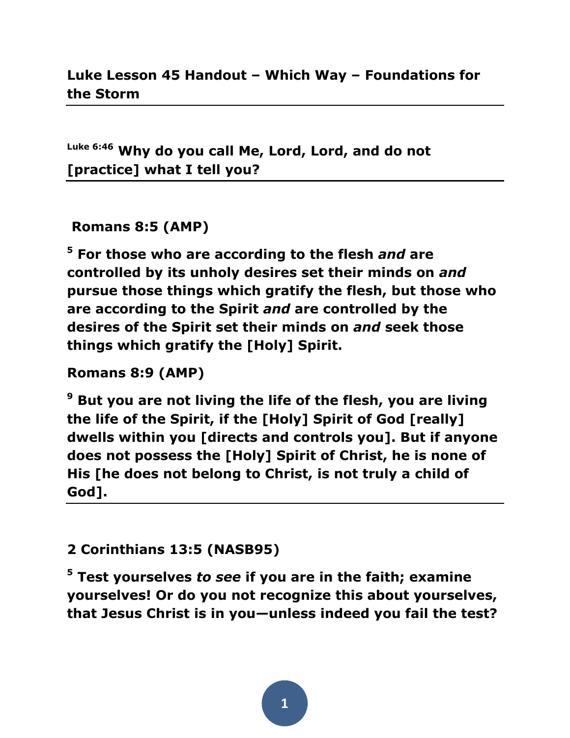## Luke Lesson 45 Handout – Which Way – Foundations for the Storm

---

**Luke 6:46 Why do you call Me, Lord, Lord, and do not [practice] what I tell you?**

---

**Romans 8:5 (AMP)**

**5 For those who are according to the flesh *and* are controlled by its unholy desires set their minds on *and* pursue those things which gratify the flesh, but those who are according to the Spirit *and* are controlled by the desires of the Spirit set their minds on *and* seek those things which gratify the [Holy] Spirit.**

**Romans 8:9 (AMP)**

**9 But you are not living the life of the flesh, you are living the life of the Spirit, if the [Holy] Spirit of God [really] dwells within you [directs and controls you]. But if anyone does not possess the [Holy] Spirit of Christ, he is none of His [he does not belong to Christ, is not truly a child of God].**

---

**2 Corinthians 13:5 (NASB95)**

**5 Test yourselves *to see* if you are in the faith; examine yourselves! Or do you not recognize this about yourselves, that Jesus Christ is in you—unless indeed you fail the test?**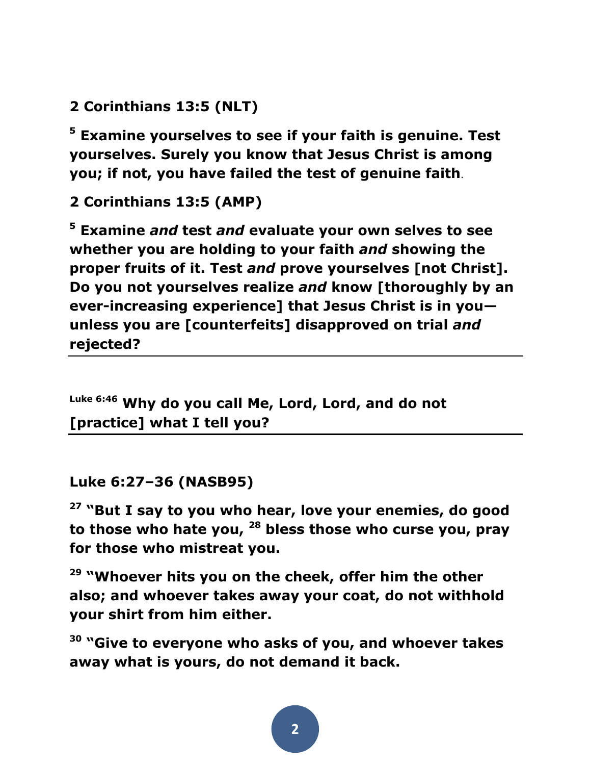**2 Corinthians 13:5 (NLT)**

**[5] Examine yourselves to see if your faith is genuine. Test yourselves. Surely you know that Jesus Christ is among you; if not, you have failed the test of genuine faith**.

**2 Corinthians 13:5 (AMP)**

**[5] Examine *and* test *and* evaluate your own selves to see whether you are holding to your faith *and* showing the proper fruits of it. Test *and* prove yourselves [not Christ]. Do you not yourselves realize *and* know [thoroughly by an ever-increasing experience] that Jesus Christ is in you—unless you are [counterfeits] disapproved on trial *and* rejected?**

---

**[Luke 6:46] Why do you call Me, Lord, Lord, and do not [practice] what I tell you?**

---

**Luke 6:27–36 (NASB95)**

**[27] "But I say to you who hear, love your enemies, do good to those who hate you, [28] bless those who curse you, pray for those who mistreat you.**

**[29] "Whoever hits you on the cheek, offer him the other also; and whoever takes away your coat, do not withhold your shirt from him either.**

**[30] "Give to everyone who asks of you, and whoever takes away what is yours, do not demand it back.**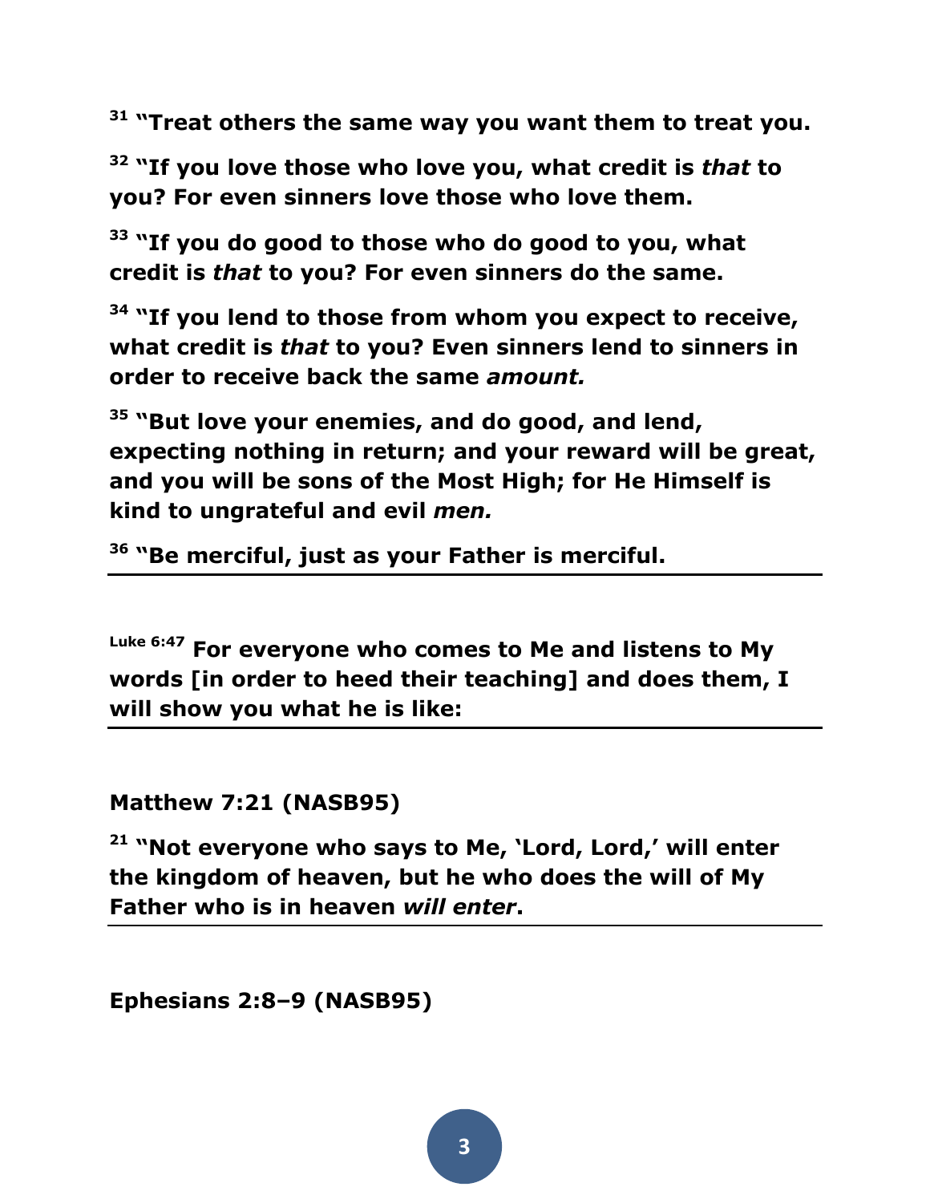**[31] "Treat others the same way you want them to treat you.**

**[32] "If you love those who love you, what credit is *that* to you? For even sinners love those who love them.**

**[33] "If you do good to those who do good to you, what credit is *that* to you? For even sinners do the same.**

**[34] "If you lend to those from whom you expect to receive, what credit is *that* to you? Even sinners lend to sinners in order to receive back the same *amount.***

**[35] "But love your enemies, and do good, and lend, expecting nothing in return; and your reward will be great, and you will be sons of the Most High; for He Himself is kind to ungrateful and evil *men.***

**[36] "Be merciful, just as your Father is merciful.**

---

**[Luke 6:47] For everyone who comes to Me and listens to My words [in order to heed their teaching] and does them, I will show you what he is like:**

---

**Matthew 7:21 (NASB95)**

**[21] "Not everyone who says to Me, 'Lord, Lord,' will enter the kingdom of heaven, but he who does the will of My Father who is in heaven *will enter*.**

---

**Ephesians 2:8–9 (NASB95)**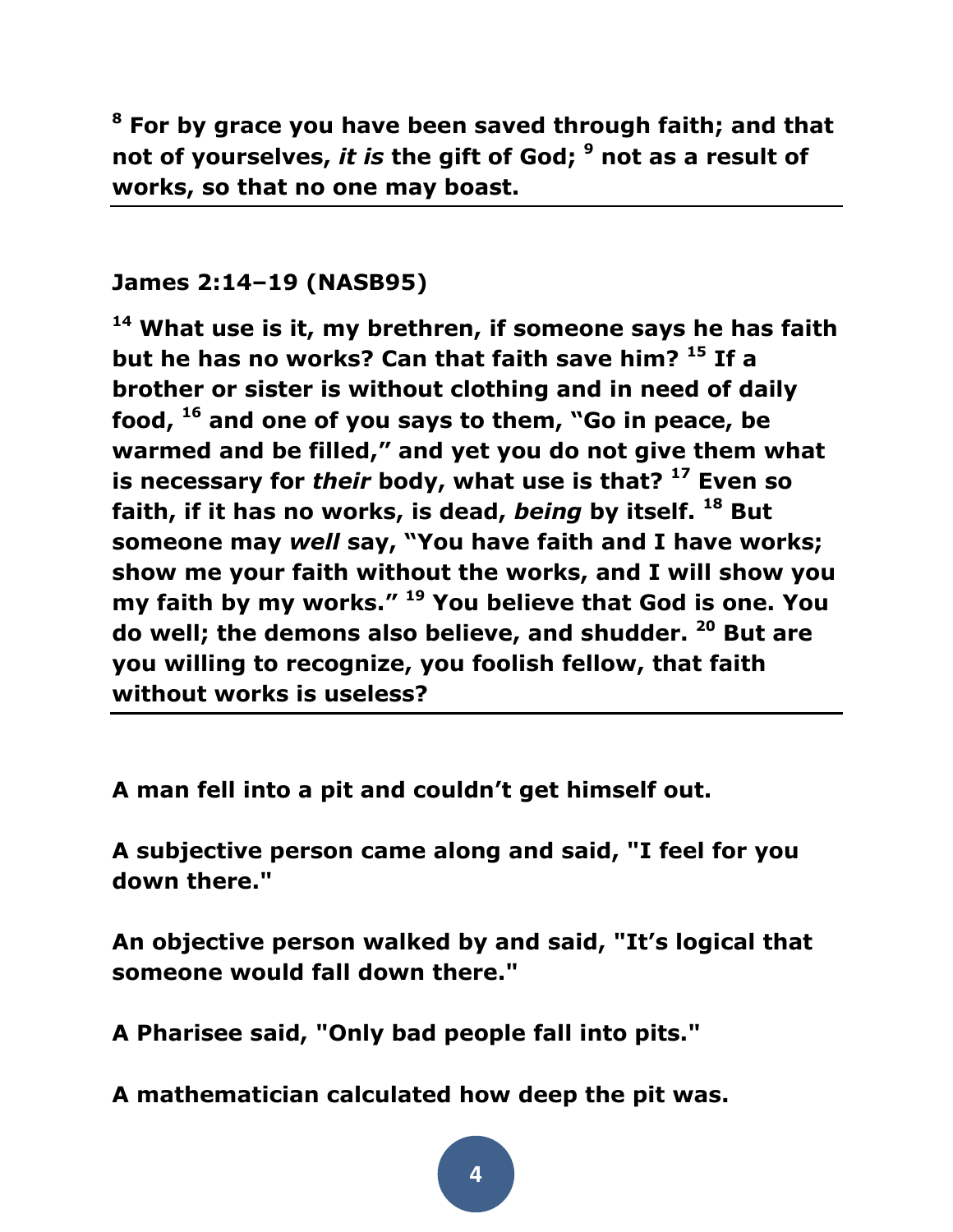**[8] For by grace you have been saved through faith; and that not of yourselves, *it is* the gift of God; [9] not as a result of works, so that no one may boast.**

---

**James 2:14–19 (NASB95)**

**[14] What use is it, my brethren, if someone says he has faith but he has no works? Can that faith save him? [15] If a brother or sister is without clothing and in need of daily food, [16] and one of you says to them, "Go in peace, be warmed and be filled," and yet you do not give them what is necessary for *their* body, what use is that? [17] Even so faith, if it has no works, is dead, *being* by itself. [18] But someone may *well* say, "You have faith and I have works; show me your faith without the works, and I will show you my faith by my works." [19] You believe that God is one. You do well; the demons also believe, and shudder. [20] But are you willing to recognize, you foolish fellow, that faith without works is useless?**

---

**A man fell into a pit and couldn't get himself out.**

**A subjective person came along and said, "I feel for you down there."**

**An objective person walked by and said, "It's logical that someone would fall down there."**

**A Pharisee said, "Only bad people fall into pits."**

**A mathematician calculated how deep the pit was.**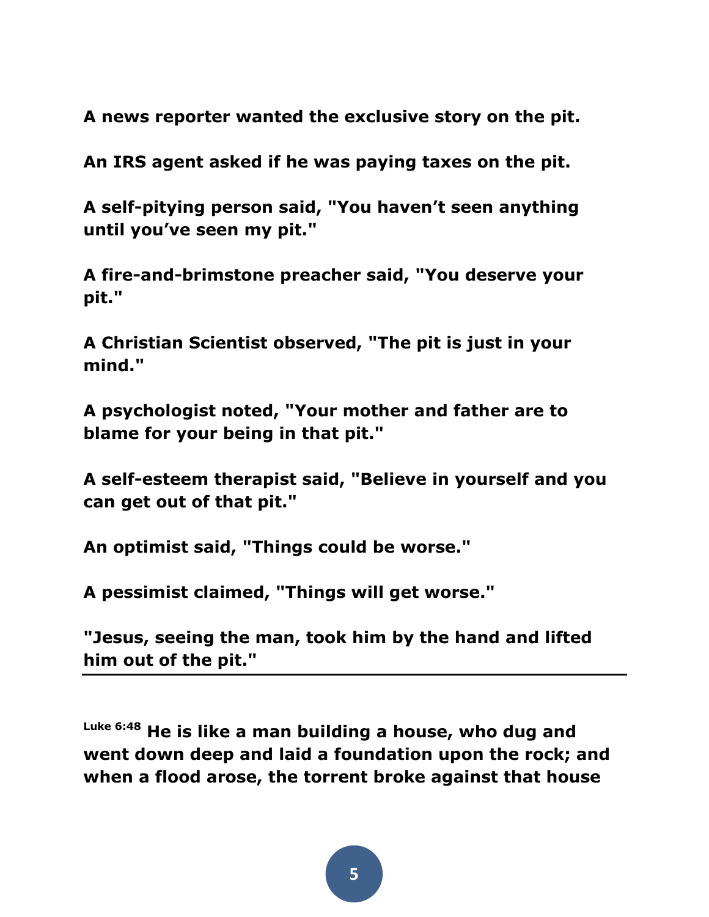**A news reporter wanted the exclusive story on the pit.**

**An IRS agent asked if he was paying taxes on the pit.**

**A self-pitying person said, "You haven't seen anything until you've seen my pit."**

**A fire-and-brimstone preacher said, "You deserve your pit."**

**A Christian Scientist observed, "The pit is just in your mind."**

**A psychologist noted, "Your mother and father are to blame for your being in that pit."**

**A self-esteem therapist said, "Believe in yourself and you can get out of that pit."**

**An optimist said, "Things could be worse."**

**A pessimist claimed, "Things will get worse."**

**"Jesus, seeing the man, took him by the hand and lifted him out of the pit."**

---

**Luke 6:48 He is like a man building a house, who dug and went down deep and laid a foundation upon the rock; and when a flood arose, the torrent broke against that house**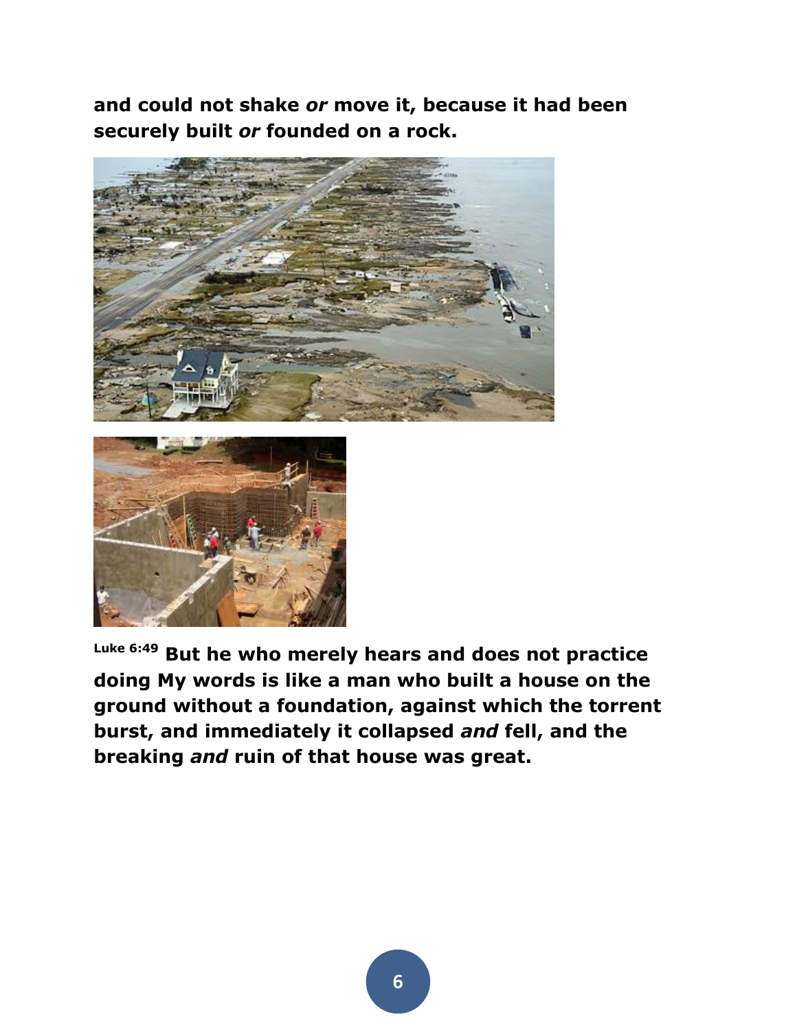**and could not shake *or* move it, because it had been securely built *or* founded on a rock.**

[Luke 6:49] **But he who merely hears and does not practice doing My words is like a man who built a house on the ground without a foundation, against which the torrent burst, and immediately it collapsed *and* fell, and the breaking *and* ruin of that house was great.**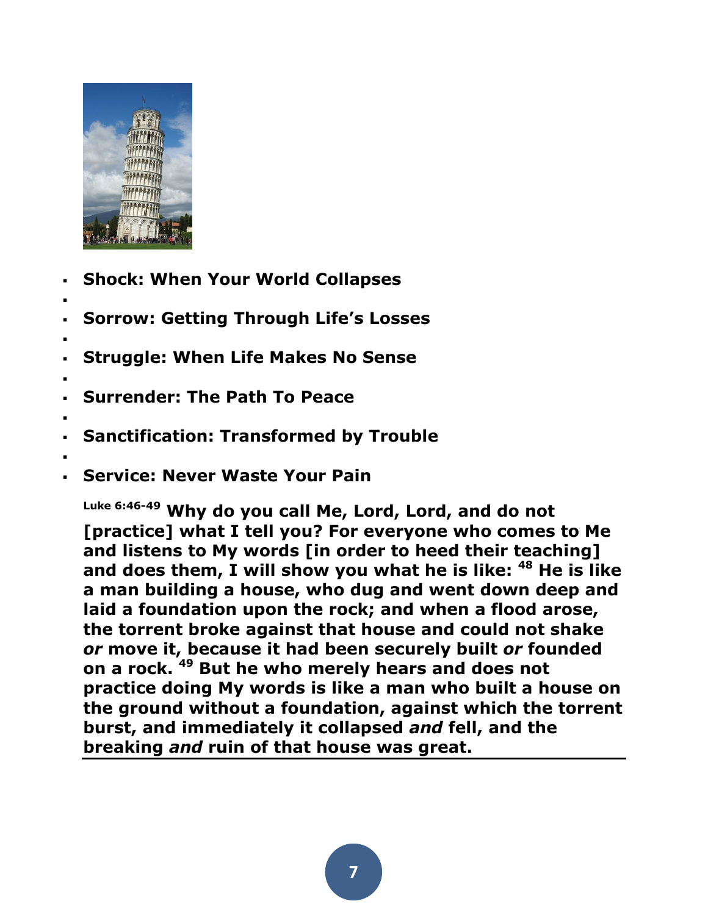- **Shock: When Your World Collapses**
- **Sorrow: Getting Through Life's Losses**
- **Struggle: When Life Makes No Sense**
- **Surrender: The Path To Peace**
- **Sanctification: Transformed by Trouble**
- **Service: Never Waste Your Pain**

**Luke 6:46-49 Why do you call Me, Lord, Lord, and do not [practice] what I tell you? For everyone who comes to Me and listens to My words [in order to heed their teaching] and does them, I will show you what he is like: 48 He is like a man building a house, who dug and went down deep and laid a foundation upon the rock; and when a flood arose, the torrent broke against that house and could not shake *or* move it, because it had been securely built *or* founded on a rock. 49 But he who merely hears and does not practice doing My words is like a man who built a house on the ground without a foundation, against which the torrent burst, and immediately it collapsed *and* fell, and the breaking *and* ruin of that house was great.**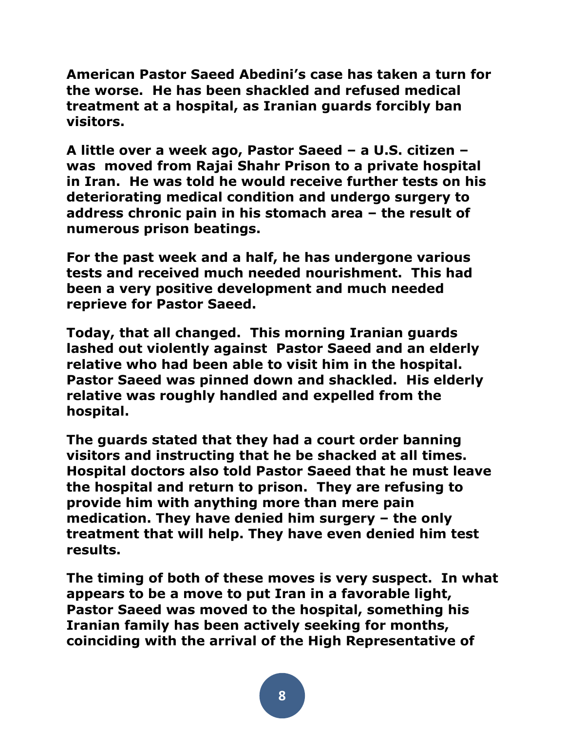**American Pastor Saeed Abedini's case has taken a turn for the worse. He has been shackled and refused medical treatment at a hospital, as Iranian guards forcibly ban visitors.**

**A little over a week ago, Pastor Saeed – a U.S. citizen – was moved from Rajai Shahr Prison to a private hospital in Iran. He was told he would receive further tests on his deteriorating medical condition and undergo surgery to address chronic pain in his stomach area – the result of numerous prison beatings.**

**For the past week and a half, he has undergone various tests and received much needed nourishment. This had been a very positive development and much needed reprieve for Pastor Saeed.**

**Today, that all changed. This morning Iranian guards lashed out violently against Pastor Saeed and an elderly relative who had been able to visit him in the hospital. Pastor Saeed was pinned down and shackled. His elderly relative was roughly handled and expelled from the hospital.**

**The guards stated that they had a court order banning visitors and instructing that he be shacked at all times. Hospital doctors also told Pastor Saeed that he must leave the hospital and return to prison. They are refusing to provide him with anything more than mere pain medication. They have denied him surgery – the only treatment that will help. They have even denied him test results.**

**The timing of both of these moves is very suspect. In what appears to be a move to put Iran in a favorable light, Pastor Saeed was moved to the hospital, something his Iranian family has been actively seeking for months, coinciding with the arrival of the High Representative of**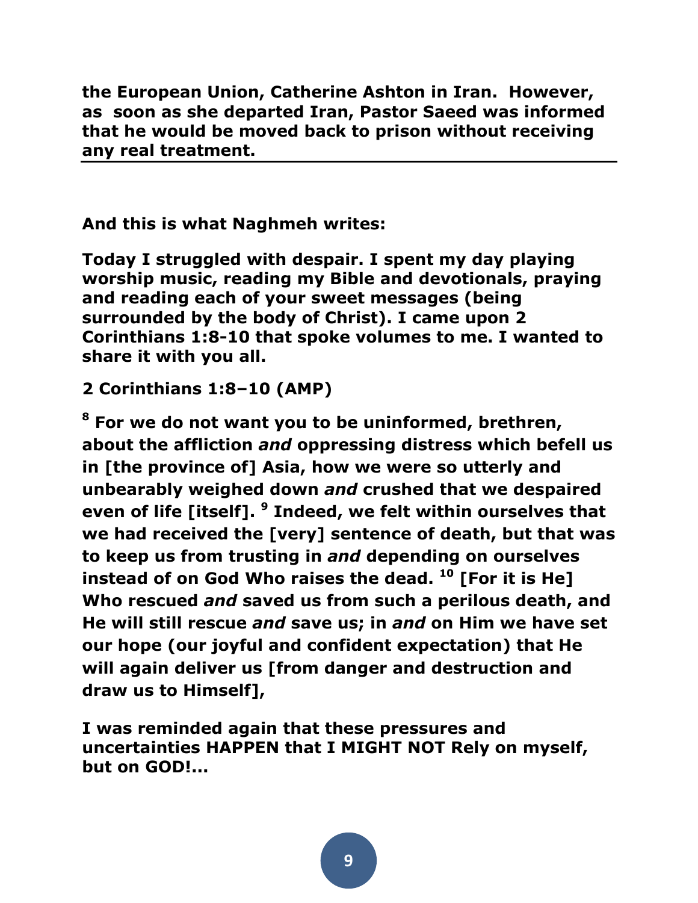**the European Union, Catherine Ashton in Iran. However, as soon as she departed Iran, Pastor Saeed was informed that he would be moved back to prison without receiving any real treatment.**

---

**And this is what Naghmeh writes:**

**Today I struggled with despair. I spent my day playing worship music, reading my Bible and devotionals, praying and reading each of your sweet messages (being surrounded by the body of Christ). I came upon 2 Corinthians 1:8-10 that spoke volumes to me. I wanted to share it with you all.**

**2 Corinthians 1:8–10 (AMP)**

**[8] For we do not want you to be uninformed, brethren, about the affliction *and* oppressing distress which befell us in [the province of] Asia, how we were so utterly and unbearably weighed down *and* crushed that we despaired even of life [itself]. [9] Indeed, we felt within ourselves that we had received the [very] sentence of death, but that was to keep us from trusting in *and* depending on ourselves instead of on God Who raises the dead. [10] [For it is He] Who rescued *and* saved us from such a perilous death, and He will still rescue *and* save us; in *and* on Him we have set our hope (our joyful and confident expectation) that He will again deliver us [from danger and destruction and draw us to Himself],**

**I was reminded again that these pressures and uncertainties HAPPEN that I MIGHT NOT Rely on myself, but on GOD!...**